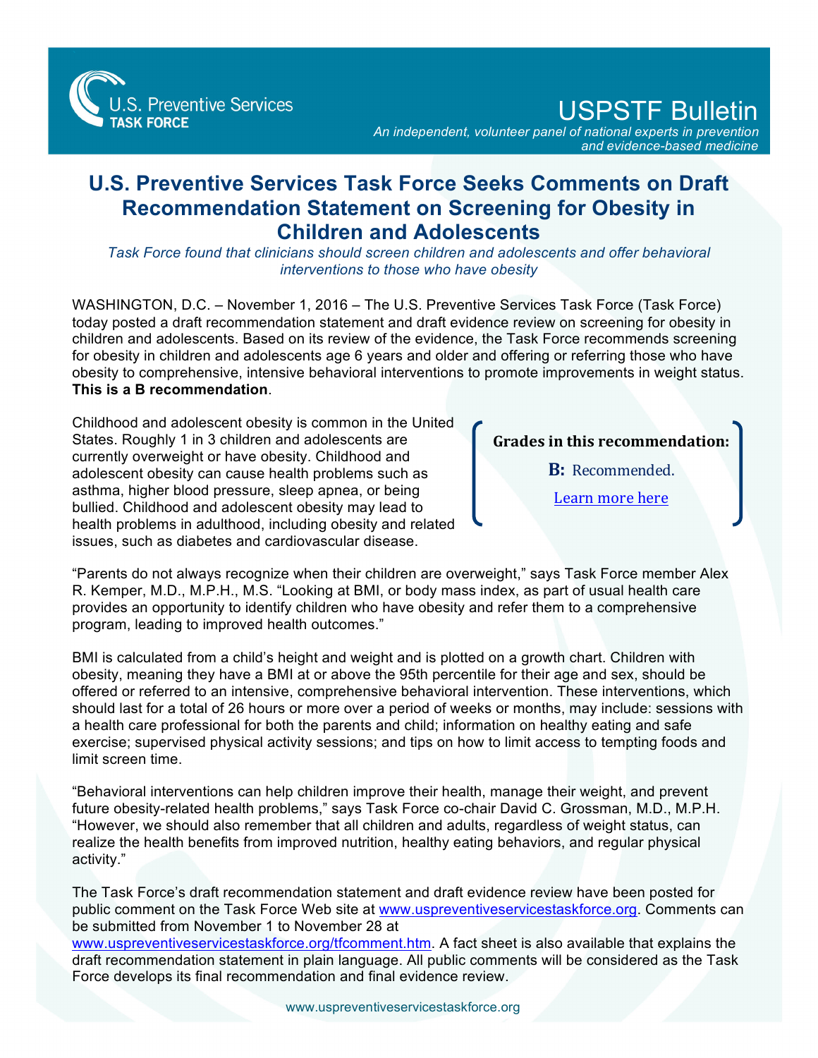U.S. Preventive Services **TASK FORCE**

# USPSTF Bulletin

*An independent, volunteer panel of national experts in prevention and evidence-based medicine*

## U.S. Preventive Services Task Force Seeks Comments on Draft Recommendation Statement on Screening for Obesity in Children and Adolescents

*Task Force found that clinicians should screen children and adolescents and offer behavioral interventions to those who have obesity*

WASHINGTON, D.C. – November 1, 2016 – The U.S. Preventive Services Task Force (Task Force) today posted a draft recommendation statement and draft evidence review on screening for obesity in children and adolescents. Based on its review of the evidence, the Task Force recommends screening for obesity in children and adolescents age 6 years and older and offering or referring those who have obesity to comprehensive, intensive behavioral interventions to promote improvements in weight status. **This is a B recommendation**.

Childhood and adolescent obesity is common in the United States. Roughly 1 in 3 children and adolescents are currently overweight or have obesity. Childhood and adolescent obesity can cause health problems such as asthma, higher blood pressure, sleep apnea, or being bullied. Childhood and adolescent obesity may lead to health problems in adulthood, including obesity and related issues, such as diabetes and cardiovascular disease.

**Grades in this recommendation:**

**B:** Recommended.

[Learn more here]

"Parents do not always recognize when their children are overweight," says Task Force member Alex R. Kemper, M.D., M.P.H., M.S. "Looking at BMI, or body mass index, as part of usual health care provides an opportunity to identify children who have obesity and refer them to a comprehensive program, leading to improved health outcomes."

BMI is calculated from a child's height and weight and is plotted on a growth chart. Children with obesity, meaning they have a BMI at or above the 95th percentile for their age and sex, should be offered or referred to an intensive, comprehensive behavioral intervention. These interventions, which should last for a total of 26 hours or more over a period of weeks or months, may include: sessions with a health care professional for both the parents and child; information on healthy eating and safe exercise; supervised physical activity sessions; and tips on how to limit access to tempting foods and limit screen time.

"Behavioral interventions can help children improve their health, manage their weight, and prevent future obesity-related health problems," says Task Force co-chair David C. Grossman, M.D., M.P.H. "However, we should also remember that all children and adults, regardless of weight status, can realize the health benefits from improved nutrition, healthy eating behaviors, and regular physical activity."

The Task Force's draft recommendation statement and draft evidence review have been posted for public comment on the Task Force Web site at www.uspreventiveservicestaskforce.org. Comments can be submitted from November 1 to November 28 at www.uspreventiveservicestaskforce.org/tfcomment.htm. A fact sheet is also available that explains the draft recommendation statement in plain language. All public comments will be considered as the Task Force develops its final recommendation and final evidence review.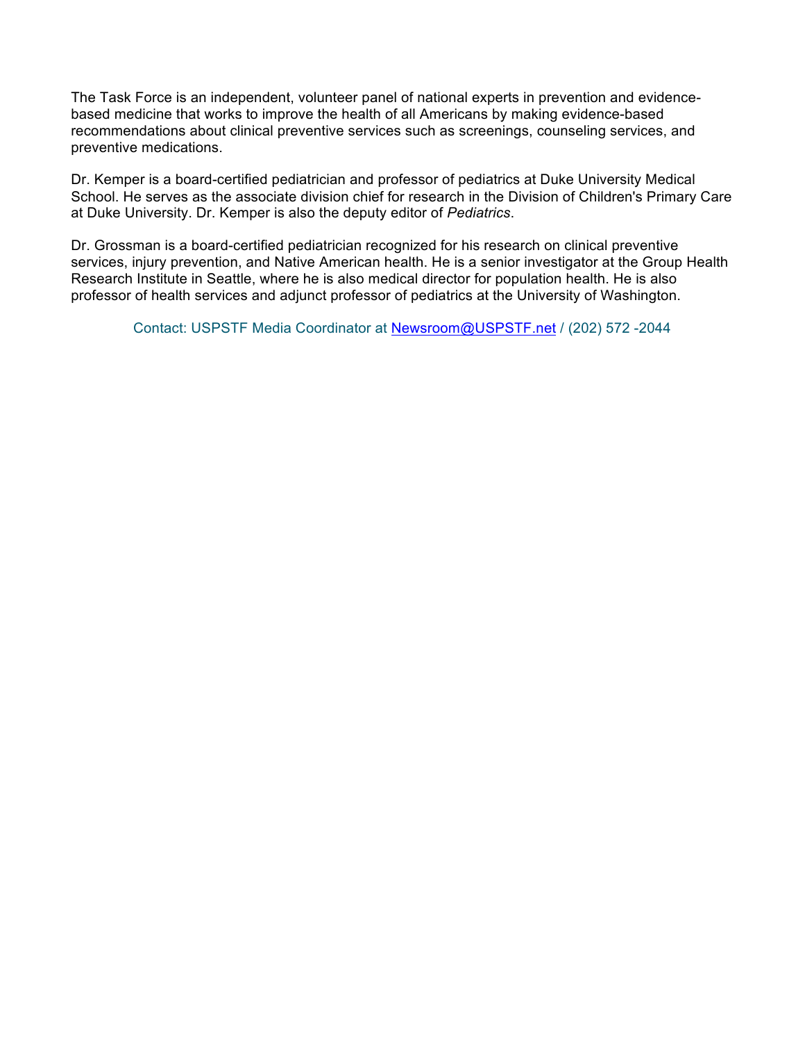The Task Force is an independent, volunteer panel of national experts in prevention and evidence-based medicine that works to improve the health of all Americans by making evidence-based recommendations about clinical preventive services such as screenings, counseling services, and preventive medications.

Dr. Kemper is a board-certified pediatrician and professor of pediatrics at Duke University Medical School. He serves as the associate division chief for research in the Division of Children's Primary Care at Duke University. Dr. Kemper is also the deputy editor of *Pediatrics*.

Dr. Grossman is a board-certified pediatrician recognized for his research on clinical preventive services, injury prevention, and Native American health. He is a senior investigator at the Group Health Research Institute in Seattle, where he is also medical director for population health. He is also professor of health services and adjunct professor of pediatrics at the University of Washington.

Contact: USPSTF Media Coordinator at [Newsroom@USPSTF.net](mailto:Newsroom@USPSTF.net) / (202) 572 -2044